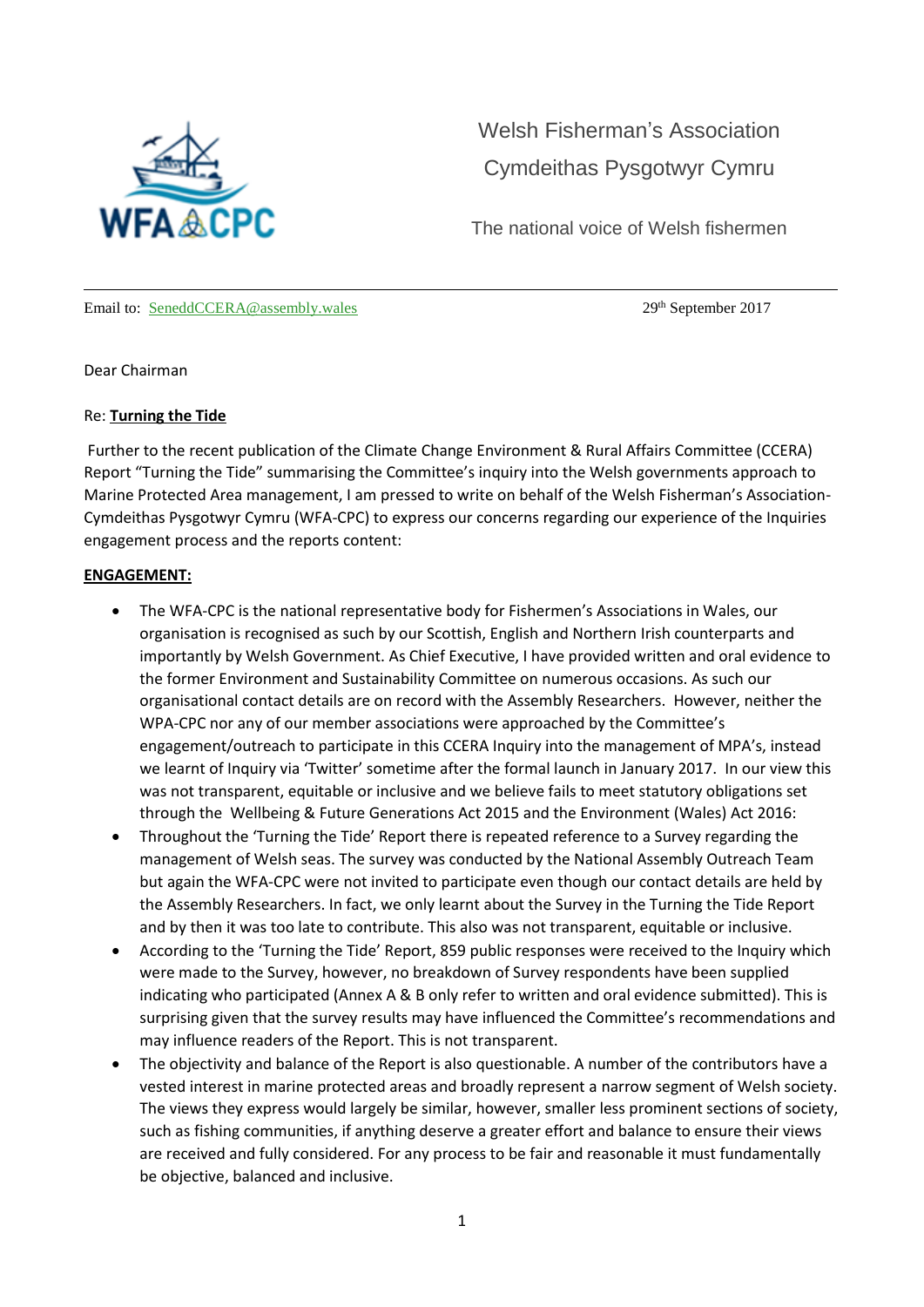Welsh Fisherman's Association

Cymdeithas Pysgotwyr Cymru

The national voice of Welsh fishermen

---

Email to: SeneddCCERA@assembly.wales 29th September 2017

Dear Chairman

Re: **Turning the Tide**

Further to the recent publication of the Climate Change Environment & Rural Affairs Committee (CCERA) Report "Turning the Tide" summarising the Committee's inquiry into the Welsh governments approach to Marine Protected Area management, I am pressed to write on behalf of the Welsh Fisherman's Association-Cymdeithas Pysgotwyr Cymru (WFA-CPC) to express our concerns regarding our experience of the Inquiries engagement process and the reports content:

**ENGAGEMENT:**

- The WFA-CPC is the national representative body for Fishermen's Associations in Wales, our organisation is recognised as such by our Scottish, English and Northern Irish counterparts and importantly by Welsh Government. As Chief Executive, I have provided written and oral evidence to the former Environment and Sustainability Committee on numerous occasions. As such our organisational contact details are on record with the Assembly Researchers. However, neither the WPA-CPC nor any of our member associations were approached by the Committee's engagement/outreach to participate in this CCERA Inquiry into the management of MPA's, instead we learnt of Inquiry via 'Twitter' sometime after the formal launch in January 2017. In our view this was not transparent, equitable or inclusive and we believe fails to meet statutory obligations set through the Wellbeing & Future Generations Act 2015 and the Environment (Wales) Act 2016:
- Throughout the 'Turning the Tide' Report there is repeated reference to a Survey regarding the management of Welsh seas. The survey was conducted by the National Assembly Outreach Team but again the WFA-CPC were not invited to participate even though our contact details are held by the Assembly Researchers. In fact, we only learnt about the Survey in the Turning the Tide Report and by then it was too late to contribute. This also was not transparent, equitable or inclusive.
- According to the 'Turning the Tide' Report, 859 public responses were received to the Inquiry which were made to the Survey, however, no breakdown of Survey respondents have been supplied indicating who participated (Annex A & B only refer to written and oral evidence submitted). This is surprising given that the survey results may have influenced the Committee's recommendations and may influence readers of the Report. This is not transparent.
- The objectivity and balance of the Report is also questionable. A number of the contributors have a vested interest in marine protected areas and broadly represent a narrow segment of Welsh society. The views they express would largely be similar, however, smaller less prominent sections of society, such as fishing communities, if anything deserve a greater effort and balance to ensure their views are received and fully considered. For any process to be fair and reasonable it must fundamentally be objective, balanced and inclusive.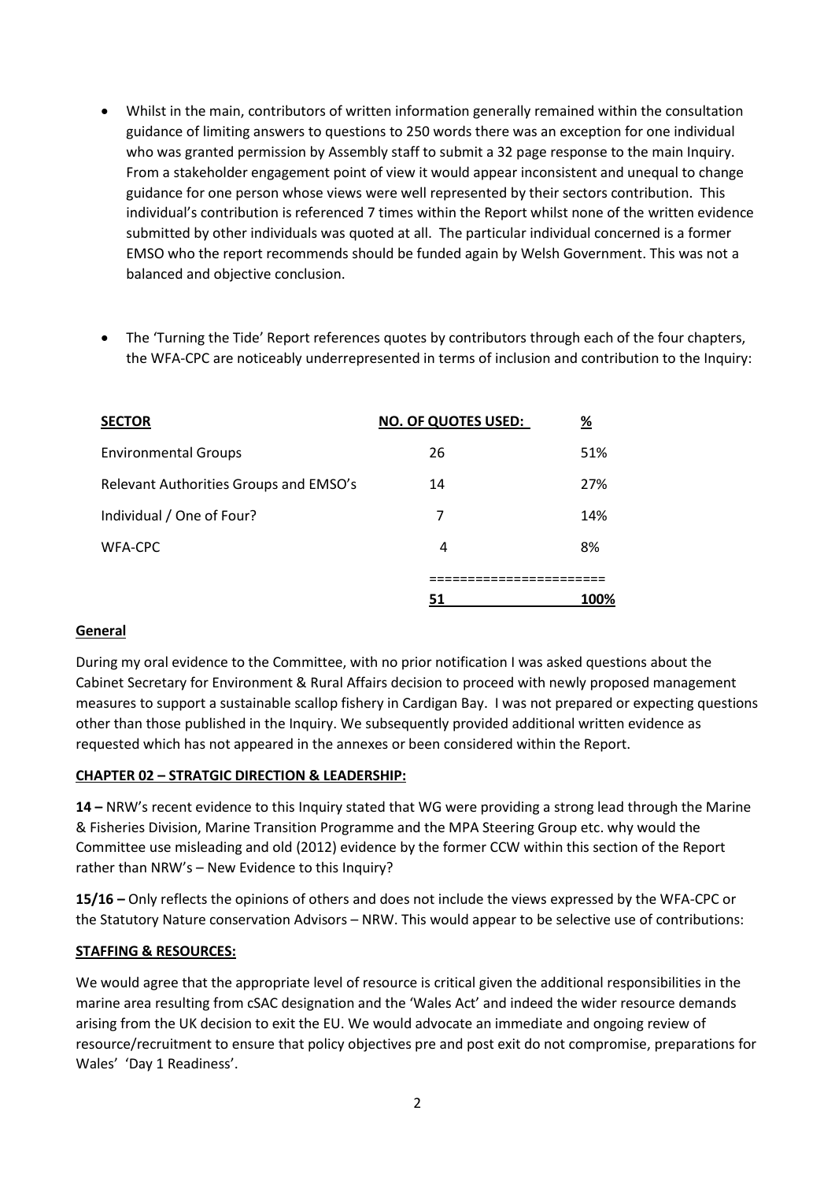- Whilst in the main, contributors of written information generally remained within the consultation guidance of limiting answers to questions to 250 words there was an exception for one individual who was granted permission by Assembly staff to submit a 32 page response to the main Inquiry. From a stakeholder engagement point of view it would appear inconsistent and unequal to change guidance for one person whose views were well represented by their sectors contribution. This individual's contribution is referenced 7 times within the Report whilst none of the written evidence submitted by other individuals was quoted at all. The particular individual concerned is a former EMSO who the report recommends should be funded again by Welsh Government. This was not a balanced and objective conclusion.

- The 'Turning the Tide' Report references quotes by contributors through each of the four chapters, the WFA-CPC are noticeably underrepresented in terms of inclusion and contribution to the Inquiry:

| SECTOR | NO. OF QUOTES USED: | % |
|---|---|---|
| Environmental Groups | 26 | 51% |
| Relevant Authorities Groups and EMSO's | 14 | 27% |
| Individual / One of Four? | 7 | 14% |
| WFA-CPC | 4 | 8% |
| | **51** | **100%** |

## General

During my oral evidence to the Committee, with no prior notification I was asked questions about the Cabinet Secretary for Environment & Rural Affairs decision to proceed with newly proposed management measures to support a sustainable scallop fishery in Cardigan Bay. I was not prepared or expecting questions other than those published in the Inquiry. We subsequently provided additional written evidence as requested which has not appeared in the annexes or been considered within the Report.

## CHAPTER 02 – STRATGIC DIRECTION & LEADERSHIP:

**14 –** NRW's recent evidence to this Inquiry stated that WG were providing a strong lead through the Marine & Fisheries Division, Marine Transition Programme and the MPA Steering Group etc. why would the Committee use misleading and old (2012) evidence by the former CCW within this section of the Report rather than NRW's – New Evidence to this Inquiry?

**15/16 –** Only reflects the opinions of others and does not include the views expressed by the WFA-CPC or the Statutory Nature conservation Advisors – NRW. This would appear to be selective use of contributions:

## STAFFING & RESOURCES:

We would agree that the appropriate level of resource is critical given the additional responsibilities in the marine area resulting from cSAC designation and the 'Wales Act' and indeed the wider resource demands arising from the UK decision to exit the EU. We would advocate an immediate and ongoing review of resource/recruitment to ensure that policy objectives pre and post exit do not compromise, preparations for Wales' 'Day 1 Readiness'.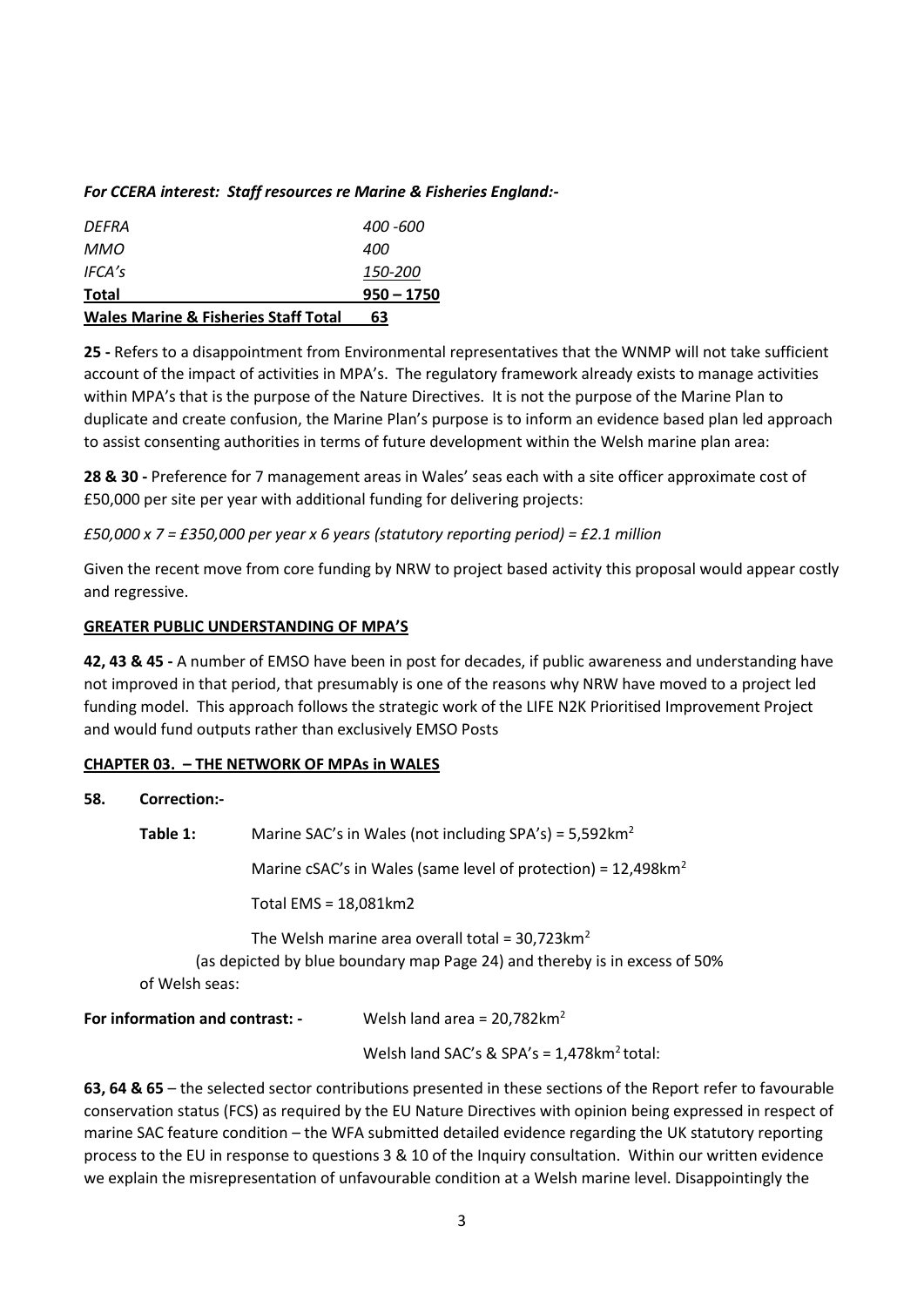*For CCERA interest: Staff resources re Marine & Fisheries England:-*

| | |
|---|---|
| *DEFRA* | *400 -600* |
| *MMO* | *400* |
| *IFCA's* | *150-200* |
| **Total** | **950 – 1750** |
| **Wales Marine & Fisheries Staff Total** | **63** |

**25 -** Refers to a disappointment from Environmental representatives that the WNMP will not take sufficient account of the impact of activities in MPA's. The regulatory framework already exists to manage activities within MPA's that is the purpose of the Nature Directives. It is not the purpose of the Marine Plan to duplicate and create confusion, the Marine Plan's purpose is to inform an evidence based plan led approach to assist consenting authorities in terms of future development within the Welsh marine plan area:

**28 & 30 -** Preference for 7 management areas in Wales' seas each with a site officer approximate cost of £50,000 per site per year with additional funding for delivering projects:

*£50,000 x 7 = £350,000 per year x 6 years (statutory reporting period) = £2.1 million*

Given the recent move from core funding by NRW to project based activity this proposal would appear costly and regressive.

**GREATER PUBLIC UNDERSTANDING OF MPA'S**

**42, 43 & 45 -** A number of EMSO have been in post for decades, if public awareness and understanding have not improved in that period, that presumably is one of the reasons why NRW have moved to a project led funding model. This approach follows the strategic work of the LIFE N2K Prioritised Improvement Project and would fund outputs rather than exclusively EMSO Posts

**CHAPTER 03. – THE NETWORK OF MPAs in WALES**

**58. Correction:-**

**Table 1:** Marine SAC's in Wales (not including SPA's) = 5,592km$^2$

Marine cSAC's in Wales (same level of protection) = 12,498km$^2$

Total EMS = 18,081km2

The Welsh marine area overall total = 30,723km$^2$

(as depicted by blue boundary map Page 24) and thereby is in excess of 50% of Welsh seas:

**For information and contrast: -** Welsh land area = 20,782km$^2$

Welsh land SAC's & SPA's = 1,478km$^2$ total:

**63, 64 & 65** – the selected sector contributions presented in these sections of the Report refer to favourable conservation status (FCS) as required by the EU Nature Directives with opinion being expressed in respect of marine SAC feature condition – the WFA submitted detailed evidence regarding the UK statutory reporting process to the EU in response to questions 3 & 10 of the Inquiry consultation. Within our written evidence we explain the misrepresentation of unfavourable condition at a Welsh marine level. Disappointingly the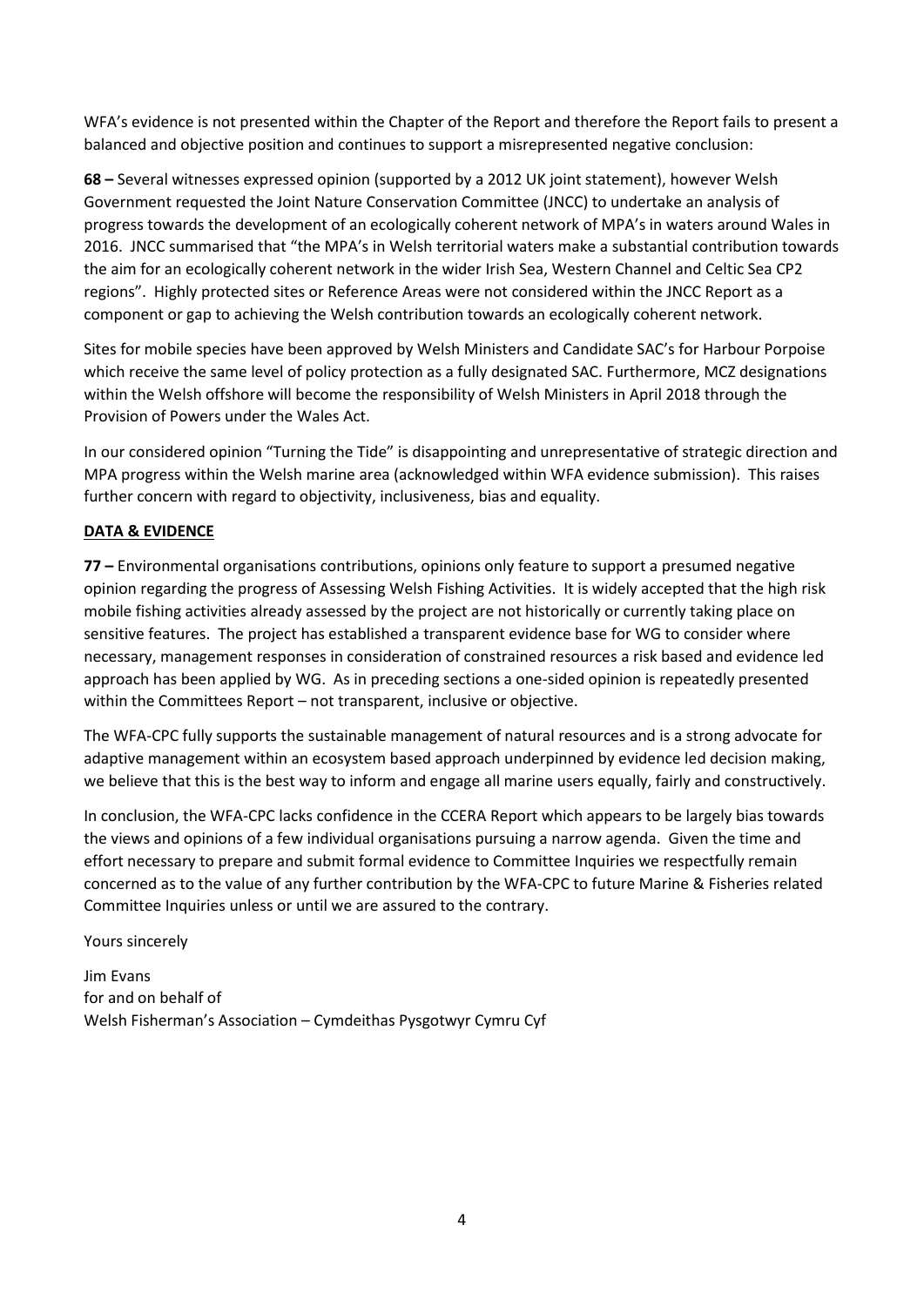WFA's evidence is not presented within the Chapter of the Report and therefore the Report fails to present a balanced and objective position and continues to support a misrepresented negative conclusion:

**68 –** Several witnesses expressed opinion (supported by a 2012 UK joint statement), however Welsh Government requested the Joint Nature Conservation Committee (JNCC) to undertake an analysis of progress towards the development of an ecologically coherent network of MPA's in waters around Wales in 2016. JNCC summarised that "the MPA's in Welsh territorial waters make a substantial contribution towards the aim for an ecologically coherent network in the wider Irish Sea, Western Channel and Celtic Sea CP2 regions". Highly protected sites or Reference Areas were not considered within the JNCC Report as a component or gap to achieving the Welsh contribution towards an ecologically coherent network.

Sites for mobile species have been approved by Welsh Ministers and Candidate SAC's for Harbour Porpoise which receive the same level of policy protection as a fully designated SAC. Furthermore, MCZ designations within the Welsh offshore will become the responsibility of Welsh Ministers in April 2018 through the Provision of Powers under the Wales Act.

In our considered opinion "Turning the Tide" is disappointing and unrepresentative of strategic direction and MPA progress within the Welsh marine area (acknowledged within WFA evidence submission). This raises further concern with regard to objectivity, inclusiveness, bias and equality.

**DATA & EVIDENCE**

**77 –** Environmental organisations contributions, opinions only feature to support a presumed negative opinion regarding the progress of Assessing Welsh Fishing Activities. It is widely accepted that the high risk mobile fishing activities already assessed by the project are not historically or currently taking place on sensitive features. The project has established a transparent evidence base for WG to consider where necessary, management responses in consideration of constrained resources a risk based and evidence led approach has been applied by WG. As in preceding sections a one-sided opinion is repeatedly presented within the Committees Report – not transparent, inclusive or objective.

The WFA-CPC fully supports the sustainable management of natural resources and is a strong advocate for adaptive management within an ecosystem based approach underpinned by evidence led decision making, we believe that this is the best way to inform and engage all marine users equally, fairly and constructively.

In conclusion, the WFA-CPC lacks confidence in the CCERA Report which appears to be largely bias towards the views and opinions of a few individual organisations pursuing a narrow agenda. Given the time and effort necessary to prepare and submit formal evidence to Committee Inquiries we respectfully remain concerned as to the value of any further contribution by the WFA-CPC to future Marine & Fisheries related Committee Inquiries unless or until we are assured to the contrary.

Yours sincerely

Jim Evans
for and on behalf of
Welsh Fisherman's Association – Cymdeithas Pysgotwyr Cymru Cyf